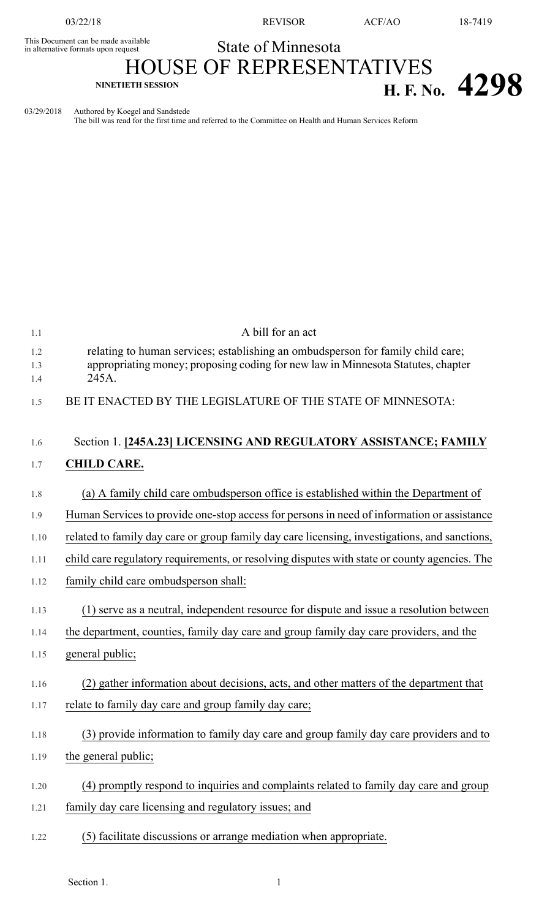This Document can be made available in alternative formats upon request

# State of Minnesota

# HOUSE OF REPRESENTATIVES

**NINETIETH SESSION**

# H. F. No. 4298

03/29/2018 Authored by Koegel and Sandstede

The bill was read for the first time and referred to the Committee on Health and Human Services Reform

A bill for an act

relating to human services; establishing an ombudsperson for family child care; appropriating money; proposing coding for new law in Minnesota Statutes, chapter 245A.

BE IT ENACTED BY THE LEGISLATURE OF THE STATE OF MINNESOTA:

Section 1. **[245A.23] LICENSING AND REGULATORY ASSISTANCE; FAMILY CHILD CARE.**

(a) A family child care ombudsperson office is established within the Department of Human Services to provide one-stop access for persons in need of information or assistance related to family day care or group family day care licensing, investigations, and sanctions, child care regulatory requirements, or resolving disputes with state or county agencies. The family child care ombudsperson shall:

(1) serve as a neutral, independent resource for dispute and issue a resolution between the department, counties, family day care and group family day care providers, and the general public;

(2) gather information about decisions, acts, and other matters of the department that relate to family day care and group family day care;

(3) provide information to family day care and group family day care providers and to the general public;

(4) promptly respond to inquiries and complaints related to family day care and group family day care licensing and regulatory issues; and

(5) facilitate discussions or arrange mediation when appropriate.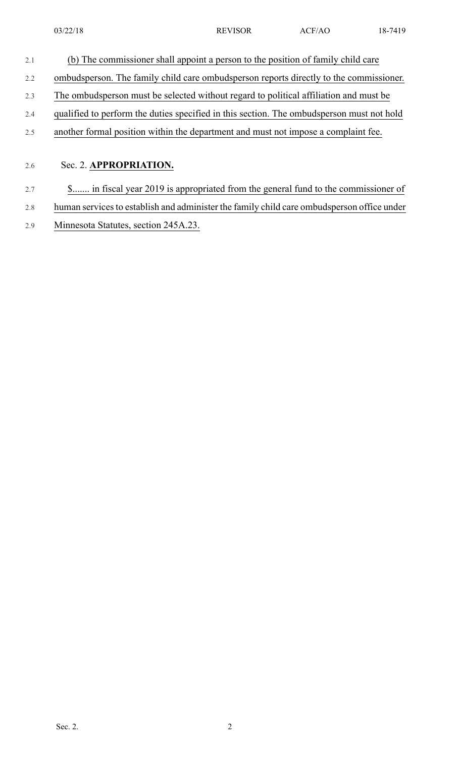(b) The commissioner shall appoint a person to the position of family child care ombudsperson. The family child care ombudsperson reports directly to the commissioner. The ombudsperson must be selected without regard to political affiliation and must be qualified to perform the duties specified in this section. The ombudsperson must not hold another formal position within the department and must not impose a complaint fee.

Sec. 2. **APPROPRIATION.**

$....... in fiscal year 2019 is appropriated from the general fund to the commissioner of human services to establish and administer the family child care ombudsperson office under Minnesota Statutes, section 245A.23.